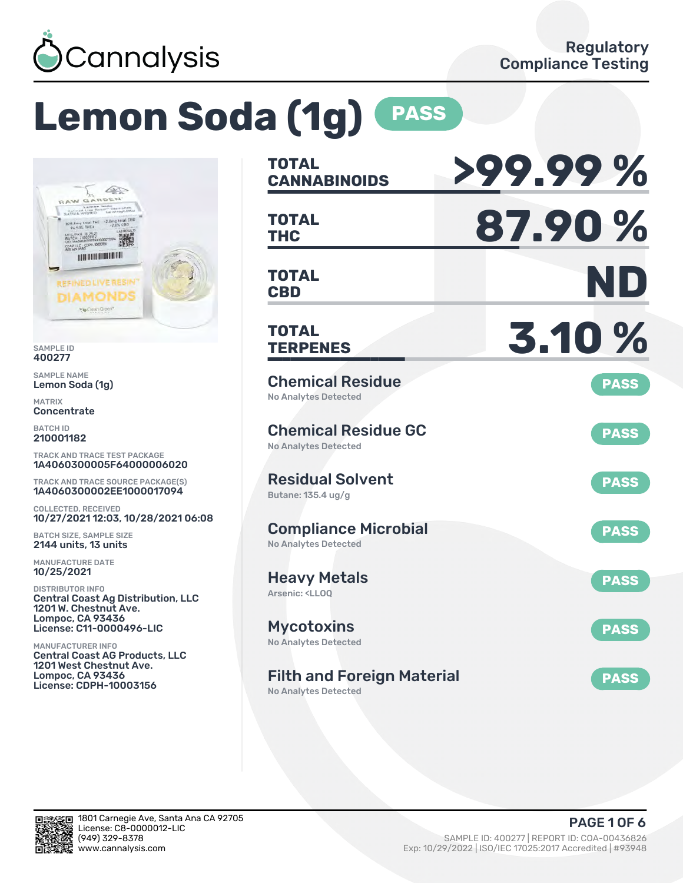Cannalysis

Regulatory Compliance Testing

# Lemon Soda (1g) PASS

SAMPLE ID
400277

SAMPLE NAME
Lemon Soda (1g)

MATRIX
Concentrate

BATCH ID
210001182

TRACK AND TRACE TEST PACKAGE
1A4060300005F64000006020

TRACK AND TRACE SOURCE PACKAGE(S)
1A4060300002EE1000017094

COLLECTED, RECEIVED
10/27/2021 12:03, 10/28/2021 06:08

BATCH SIZE, SAMPLE SIZE
2144 units, 13 units

MANUFACTURE DATE
10/25/2021

DISTRIBUTOR INFO
Central Coast Ag Distribution, LLC
1201 W. Chestnut Ave.
Lompoc, CA 93436
License: C11-0000496-LIC

MANUFACTURER INFO
Central Coast AG Products, LLC
1201 West Chestnut Ave.
Lompoc, CA 93436
License: CDPH-10003156

| | |
|---|---|
| **TOTAL CANNABINOIDS** | **>99.99 %** |
| **TOTAL THC** | **87.90 %** |
| **TOTAL CBD** | **ND** |
| **TOTAL TERPENES** | **3.10 %** |

| Test | Result |
|---|---|
| **Chemical Residue** — No Analytes Detected | PASS |
| **Chemical Residue GC** — No Analytes Detected | PASS |
| **Residual Solvent** — Butane: 135.4 ug/g | PASS |
| **Compliance Microbial** — No Analytes Detected | PASS |
| **Heavy Metals** — Arsenic: <LLOQ | PASS |
| **Mycotoxins** — No Analytes Detected | PASS |
| **Filth and Foreign Material** — No Analytes Detected | PASS |

1801 Carnegie Ave, Santa Ana CA 92705
License: C8-0000012-LIC
(949) 329-8378
www.cannalysis.com

SAMPLE ID: 400277 | REPORT ID: COA-00436826
Exp: 10/29/2022 | ISO/IEC 17025:2017 Accredited | #93948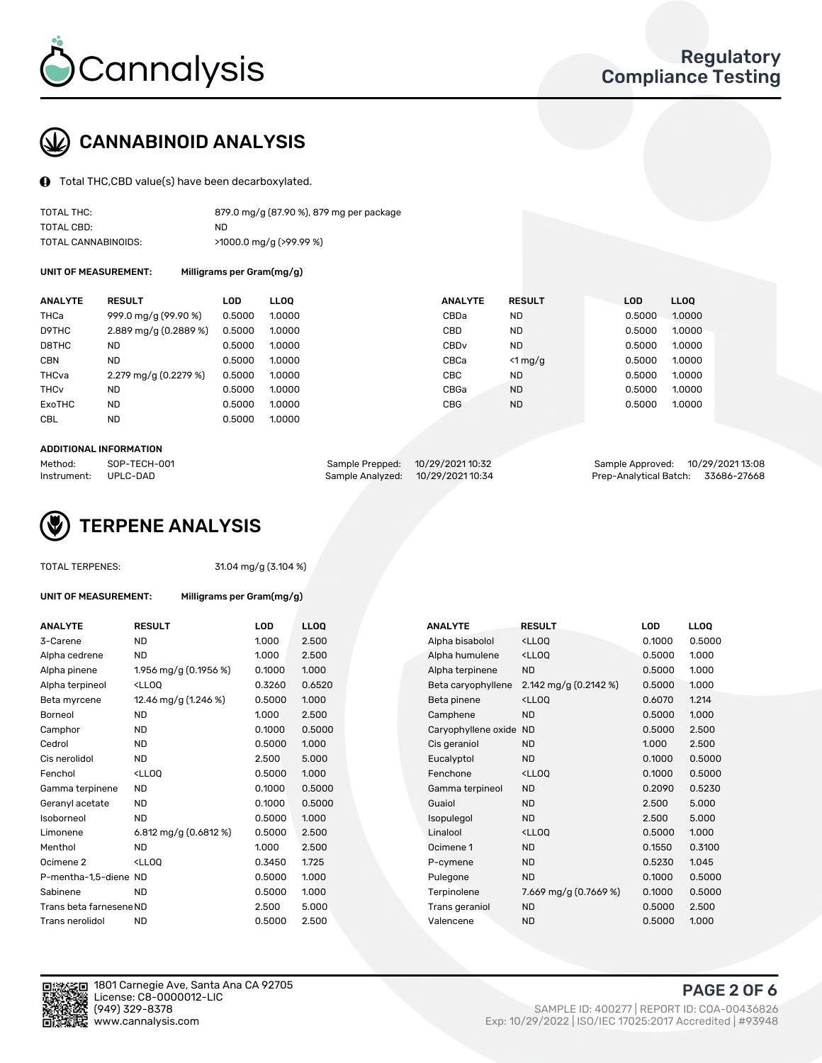# CANNABINOID ANALYSIS

Total THC,CBD value(s) have been decarboxylated.

| | |
|---|---|
| TOTAL THC: | 879.0 mg/g (87.90 %), 879 mg per package |
| TOTAL CBD: | ND |
| TOTAL CANNABINOIDS: | >1000.0 mg/g (>99.99 %) |

**UNIT OF MEASUREMENT:** Milligrams per Gram(mg/g)

| ANALYTE | RESULT | LOD | LLOQ | ANALYTE | RESULT | LOD | LLOQ |
|---|---|---|---|---|---|---|---|
| THCa | 999.0 mg/g (99.90 %) | 0.5000 | 1.0000 | CBDa | ND | 0.5000 | 1.0000 |
| D9THC | 2.889 mg/g (0.2889 %) | 0.5000 | 1.0000 | CBD | ND | 0.5000 | 1.0000 |
| D8THC | ND | 0.5000 | 1.0000 | CBDv | ND | 0.5000 | 1.0000 |
| CBN | ND | 0.5000 | 1.0000 | CBCa | <1 mg/g | 0.5000 | 1.0000 |
| THCva | 2.279 mg/g (0.2279 %) | 0.5000 | 1.0000 | CBC | ND | 0.5000 | 1.0000 |
| THCv | ND | 0.5000 | 1.0000 | CBGa | ND | 0.5000 | 1.0000 |
| ExoTHC | ND | 0.5000 | 1.0000 | CBG | ND | 0.5000 | 1.0000 |
| CBL | ND | 0.5000 | 1.0000 | | | | |

**ADDITIONAL INFORMATION**

| | | | | | |
|---|---|---|---|---|---|
| Method: | SOP-TECH-001 | Sample Prepped: | 10/29/2021 10:32 | Sample Approved: | 10/29/2021 13:08 |
| Instrument: | UPLC-DAD | Sample Analyzed: | 10/29/2021 10:34 | Prep-Analytical Batch: | 33686-27668 |

# TERPENE ANALYSIS

TOTAL TERPENES: 31.04 mg/g (3.104 %)

**UNIT OF MEASUREMENT:** Milligrams per Gram(mg/g)

| ANALYTE | RESULT | LOD | LLOQ | ANALYTE | RESULT | LOD | LLOQ |
|---|---|---|---|---|---|---|---|
| 3-Carene | ND | 1.000 | 2.500 | Alpha bisabolol | <LLOQ | 0.1000 | 0.5000 |
| Alpha cedrene | ND | 1.000 | 2.500 | Alpha humulene | <LLOQ | 0.5000 | 1.000 |
| Alpha pinene | 1.956 mg/g (0.1956 %) | 0.1000 | 1.000 | Alpha terpinene | ND | 0.5000 | 1.000 |
| Alpha terpineol | <LLOQ | 0.3260 | 0.6520 | Beta caryophyllene | 2.142 mg/g (0.2142 %) | 0.5000 | 1.000 |
| Beta myrcene | 12.46 mg/g (1.246 %) | 0.5000 | 1.000 | Beta pinene | <LLOQ | 0.6070 | 1.214 |
| Borneol | ND | 1.000 | 2.500 | Camphene | ND | 0.5000 | 1.000 |
| Camphor | ND | 0.1000 | 0.5000 | Caryophyllene oxide | ND | 0.5000 | 2.500 |
| Cedrol | ND | 0.5000 | 1.000 | Cis geraniol | ND | 1.000 | 2.500 |
| Cis nerolidol | ND | 2.500 | 5.000 | Eucalyptol | ND | 0.1000 | 0.5000 |
| Fenchol | <LLOQ | 0.5000 | 1.000 | Fenchone | <LLOQ | 0.1000 | 0.5000 |
| Gamma terpinene | ND | 0.1000 | 0.5000 | Gamma terpineol | ND | 0.2090 | 0.5230 |
| Geranyl acetate | ND | 0.1000 | 0.5000 | Guaiol | ND | 2.500 | 5.000 |
| Isoborneol | ND | 0.5000 | 1.000 | Isopulegol | ND | 2.500 | 5.000 |
| Limonene | 6.812 mg/g (0.6812 %) | 0.5000 | 2.500 | Linalool | <LLOQ | 0.5000 | 1.000 |
| Menthol | ND | 1.000 | 2.500 | Ocimene 1 | ND | 0.1550 | 0.3100 |
| Ocimene 2 | <LLOQ | 0.3450 | 1.725 | P-cymene | ND | 0.5230 | 1.045 |
| P-mentha-1,5-diene | ND | 0.5000 | 1.000 | Pulegone | ND | 0.1000 | 0.5000 |
| Sabinene | ND | 0.5000 | 1.000 | Terpinolene | 7.669 mg/g (0.7669 %) | 0.1000 | 0.5000 |
| Trans beta farnesene | ND | 2.500 | 5.000 | Trans geraniol | ND | 0.5000 | 2.500 |
| Trans nerolidol | ND | 0.5000 | 2.500 | Valencene | ND | 0.5000 | 1.000 |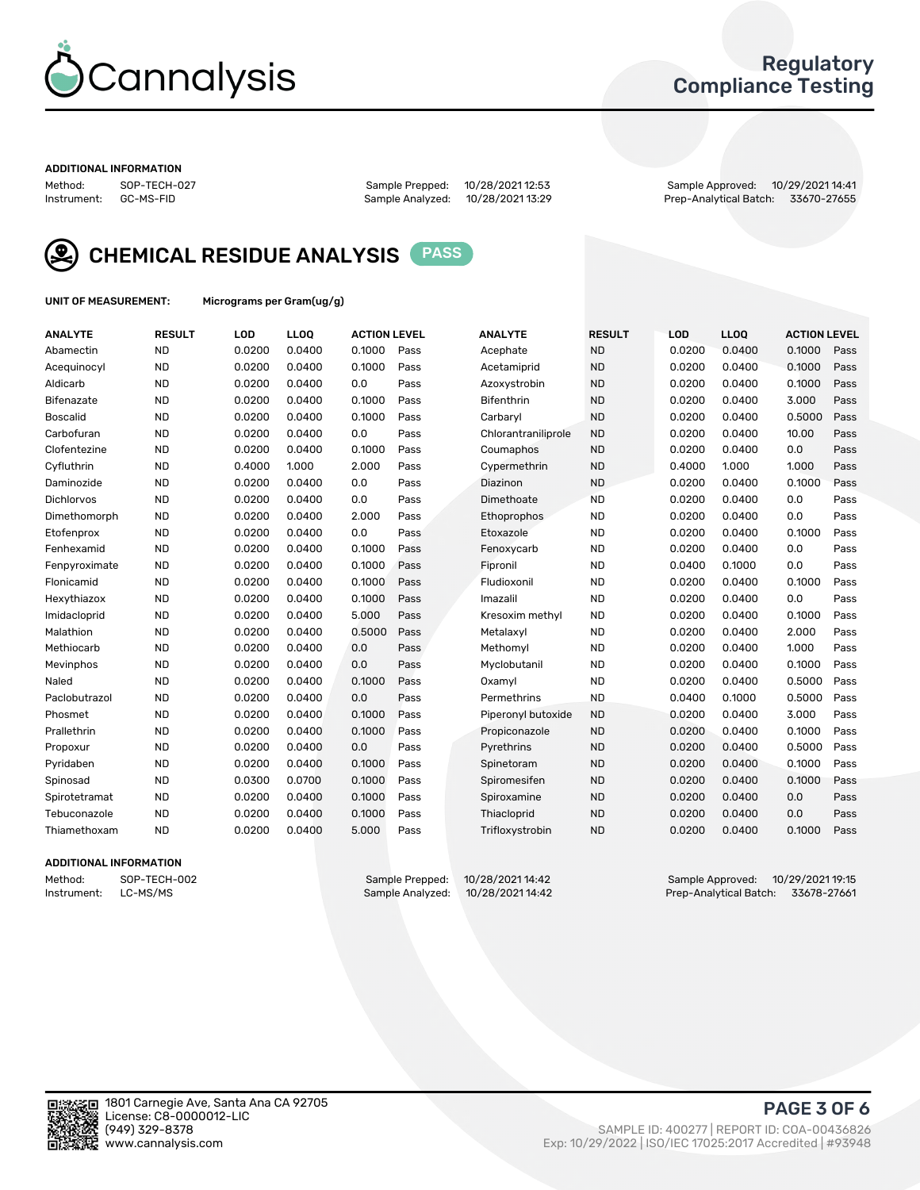# Cannalysis

## Regulatory Compliance Testing

### ADDITIONAL INFORMATION

| | | | | | |
|---|---|---|---|---|---|
| Method: | SOP-TECH-027 | Sample Prepped: | 10/28/2021 12:53 | Sample Approved: | 10/29/2021 14:41 |
| Instrument: | GC-MS-FID | Sample Analyzed: | 10/28/2021 13:29 | Prep-Analytical Batch: | 33670-27655 |

## CHEMICAL RESIDUE ANALYSIS PASS

**UNIT OF MEASUREMENT:** Micrograms per Gram(ug/g)

| ANALYTE | RESULT | LOD | LLOQ | ACTION LEVEL | | ANALYTE | RESULT | LOD | LLOQ | ACTION LEVEL | |
|---|---|---|---|---|---|---|---|---|---|---|---|
| Abamectin | ND | 0.0200 | 0.0400 | 0.1000 | Pass | Acephate | ND | 0.0200 | 0.0400 | 0.1000 | Pass |
| Acequinocyl | ND | 0.0200 | 0.0400 | 0.1000 | Pass | Acetamiprid | ND | 0.0200 | 0.0400 | 0.1000 | Pass |
| Aldicarb | ND | 0.0200 | 0.0400 | 0.0 | Pass | Azoxystrobin | ND | 0.0200 | 0.0400 | 0.1000 | Pass |
| Bifenazate | ND | 0.0200 | 0.0400 | 0.1000 | Pass | Bifenthrin | ND | 0.0200 | 0.0400 | 3.000 | Pass |
| Boscalid | ND | 0.0200 | 0.0400 | 0.1000 | Pass | Carbaryl | ND | 0.0200 | 0.0400 | 0.5000 | Pass |
| Carbofuran | ND | 0.0200 | 0.0400 | 0.0 | Pass | Chlorantraniliprole | ND | 0.0200 | 0.0400 | 10.00 | Pass |
| Clofentezine | ND | 0.0200 | 0.0400 | 0.1000 | Pass | Coumaphos | ND | 0.0200 | 0.0400 | 0.0 | Pass |
| Cyfluthrin | ND | 0.4000 | 1.000 | 2.000 | Pass | Cypermethrin | ND | 0.4000 | 1.000 | 1.000 | Pass |
| Daminozide | ND | 0.0200 | 0.0400 | 0.0 | Pass | Diazinon | ND | 0.0200 | 0.0400 | 0.1000 | Pass |
| Dichlorvos | ND | 0.0200 | 0.0400 | 0.0 | Pass | Dimethoate | ND | 0.0200 | 0.0400 | 0.0 | Pass |
| Dimethomorph | ND | 0.0200 | 0.0400 | 2.000 | Pass | Ethoprophos | ND | 0.0200 | 0.0400 | 0.0 | Pass |
| Etofenprox | ND | 0.0200 | 0.0400 | 0.0 | Pass | Etoxazole | ND | 0.0200 | 0.0400 | 0.1000 | Pass |
| Fenhexamid | ND | 0.0200 | 0.0400 | 0.1000 | Pass | Fenoxycarb | ND | 0.0200 | 0.0400 | 0.0 | Pass |
| Fenpyroximate | ND | 0.0200 | 0.0400 | 0.1000 | Pass | Fipronil | ND | 0.0400 | 0.1000 | 0.0 | Pass |
| Flonicamid | ND | 0.0200 | 0.0400 | 0.1000 | Pass | Fludioxonil | ND | 0.0200 | 0.0400 | 0.1000 | Pass |
| Hexythiazox | ND | 0.0200 | 0.0400 | 0.1000 | Pass | Imazalil | ND | 0.0200 | 0.0400 | 0.0 | Pass |
| Imidacloprid | ND | 0.0200 | 0.0400 | 5.000 | Pass | Kresoxim methyl | ND | 0.0200 | 0.0400 | 0.1000 | Pass |
| Malathion | ND | 0.0200 | 0.0400 | 0.5000 | Pass | Metalaxyl | ND | 0.0200 | 0.0400 | 2.000 | Pass |
| Methiocarb | ND | 0.0200 | 0.0400 | 0.0 | Pass | Methomyl | ND | 0.0200 | 0.0400 | 1.000 | Pass |
| Mevinphos | ND | 0.0200 | 0.0400 | 0.0 | Pass | Myclobutanil | ND | 0.0200 | 0.0400 | 0.1000 | Pass |
| Naled | ND | 0.0200 | 0.0400 | 0.1000 | Pass | Oxamyl | ND | 0.0200 | 0.0400 | 0.5000 | Pass |
| Paclobutrazol | ND | 0.0200 | 0.0400 | 0.0 | Pass | Permethrins | ND | 0.0400 | 0.1000 | 0.5000 | Pass |
| Phosmet | ND | 0.0200 | 0.0400 | 0.1000 | Pass | Piperonyl butoxide | ND | 0.0200 | 0.0400 | 3.000 | Pass |
| Prallethrin | ND | 0.0200 | 0.0400 | 0.1000 | Pass | Propiconazole | ND | 0.0200 | 0.0400 | 0.1000 | Pass |
| Propoxur | ND | 0.0200 | 0.0400 | 0.0 | Pass | Pyrethrins | ND | 0.0200 | 0.0400 | 0.5000 | Pass |
| Pyridaben | ND | 0.0200 | 0.0400 | 0.1000 | Pass | Spinetoram | ND | 0.0200 | 0.0400 | 0.1000 | Pass |
| Spinosad | ND | 0.0300 | 0.0700 | 0.1000 | Pass | Spiromesifen | ND | 0.0200 | 0.0400 | 0.1000 | Pass |
| Spirotetramat | ND | 0.0200 | 0.0400 | 0.1000 | Pass | Spiroxamine | ND | 0.0200 | 0.0400 | 0.0 | Pass |
| Tebuconazole | ND | 0.0200 | 0.0400 | 0.1000 | Pass | Thiacloprid | ND | 0.0200 | 0.0400 | 0.0 | Pass |
| Thiamethoxam | ND | 0.0200 | 0.0400 | 5.000 | Pass | Trifloxystrobin | ND | 0.0200 | 0.0400 | 0.1000 | Pass |

### ADDITIONAL INFORMATION

| | | | | | |
|---|---|---|---|---|---|
| Method: | SOP-TECH-002 | Sample Prepped: | 10/28/2021 14:42 | Sample Approved: | 10/29/2021 19:15 |
| Instrument: | LC-MS/MS | Sample Analyzed: | 10/28/2021 14:42 | Prep-Analytical Batch: | 33678-27661 |

1801 Carnegie Ave, Santa Ana CA 92705
License: C8-0000012-LIC
(949) 329-8378
www.cannalysis.com

SAMPLE ID: 400277 | REPORT ID: COA-00436826
Exp: 10/29/2022 | ISO/IEC 17025:2017 Accredited | #93948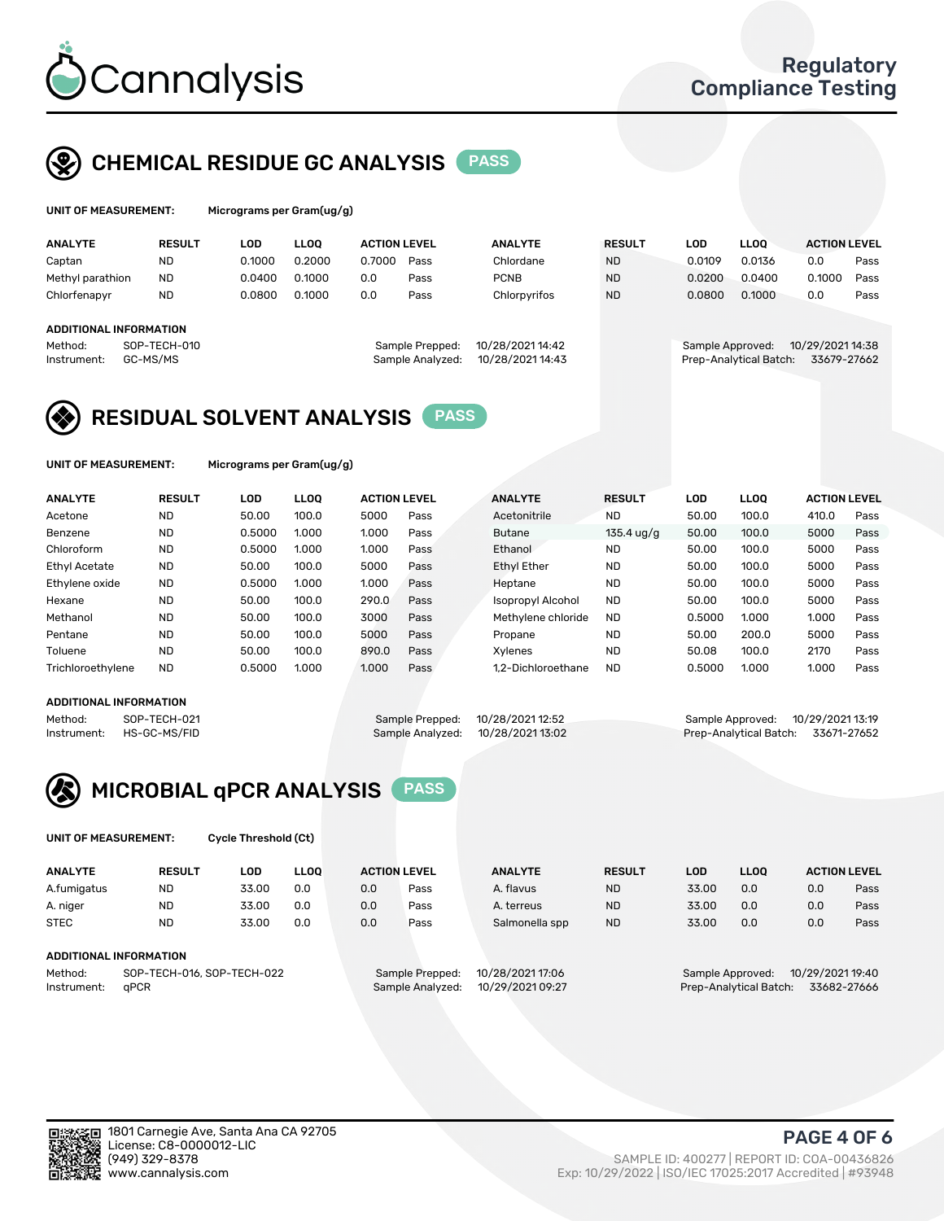# Cannalysis

Regulatory Compliance Testing

## CHEMICAL RESIDUE GC ANALYSIS PASS

**UNIT OF MEASUREMENT:** Micrograms per Gram(ug/g)

| ANALYTE | RESULT | LOD | LLOQ | ACTION LEVEL | | ANALYTE | RESULT | LOD | LLOQ | ACTION LEVEL | |
|---|---|---|---|---|---|---|---|---|---|---|---|
| Captan | ND | 0.1000 | 0.2000 | 0.7000 | Pass | Chlordane | ND | 0.0109 | 0.0136 | 0.0 | Pass |
| Methyl parathion | ND | 0.0400 | 0.1000 | 0.0 | Pass | PCNB | ND | 0.0200 | 0.0400 | 0.1000 | Pass |
| Chlorfenapyr | ND | 0.0800 | 0.1000 | 0.0 | Pass | Chlorpyrifos | ND | 0.0800 | 0.1000 | 0.0 | Pass |

**ADDITIONAL INFORMATION**

Method: SOP-TECH-010
Instrument: GC-MS/MS

Sample Prepped: 10/28/2021 14:42
Sample Analyzed: 10/28/2021 14:43

Sample Approved: 10/29/2021 14:38
Prep-Analytical Batch: 33679-27662

## RESIDUAL SOLVENT ANALYSIS PASS

**UNIT OF MEASUREMENT:** Micrograms per Gram(ug/g)

| ANALYTE | RESULT | LOD | LLOQ | ACTION LEVEL | | ANALYTE | RESULT | LOD | LLOQ | ACTION LEVEL | |
|---|---|---|---|---|---|---|---|---|---|---|---|
| Acetone | ND | 50.00 | 100.0 | 5000 | Pass | Acetonitrile | ND | 50.00 | 100.0 | 410.0 | Pass |
| Benzene | ND | 0.5000 | 1.000 | 1.000 | Pass | Butane | 135.4 ug/g | 50.00 | 100.0 | 5000 | Pass |
| Chloroform | ND | 0.5000 | 1.000 | 1.000 | Pass | Ethanol | ND | 50.00 | 100.0 | 5000 | Pass |
| Ethyl Acetate | ND | 50.00 | 100.0 | 5000 | Pass | Ethyl Ether | ND | 50.00 | 100.0 | 5000 | Pass |
| Ethylene oxide | ND | 0.5000 | 1.000 | 1.000 | Pass | Heptane | ND | 50.00 | 100.0 | 5000 | Pass |
| Hexane | ND | 50.00 | 100.0 | 290.0 | Pass | Isopropyl Alcohol | ND | 50.00 | 100.0 | 5000 | Pass |
| Methanol | ND | 50.00 | 100.0 | 3000 | Pass | Methylene chloride | ND | 0.5000 | 1.000 | 1.000 | Pass |
| Pentane | ND | 50.00 | 100.0 | 5000 | Pass | Propane | ND | 50.00 | 200.0 | 5000 | Pass |
| Toluene | ND | 50.00 | 100.0 | 890.0 | Pass | Xylenes | ND | 50.08 | 100.0 | 2170 | Pass |
| Trichloroethylene | ND | 0.5000 | 1.000 | 1.000 | Pass | 1,2-Dichloroethane | ND | 0.5000 | 1.000 | 1.000 | Pass |

**ADDITIONAL INFORMATION**

Method: SOP-TECH-021
Instrument: HS-GC-MS/FID

Sample Prepped: 10/28/2021 12:52
Sample Analyzed: 10/28/2021 13:02

Sample Approved: 10/29/2021 13:19
Prep-Analytical Batch: 33671-27652

## MICROBIAL qPCR ANALYSIS PASS

**UNIT OF MEASUREMENT:** Cycle Threshold (Ct)

| ANALYTE | RESULT | LOD | LLOQ | ACTION LEVEL | | ANALYTE | RESULT | LOD | LLOQ | ACTION LEVEL | |
|---|---|---|---|---|---|---|---|---|---|---|---|
| A.fumigatus | ND | 33.00 | 0.0 | 0.0 | Pass | A. flavus | ND | 33.00 | 0.0 | 0.0 | Pass |
| A. niger | ND | 33.00 | 0.0 | 0.0 | Pass | A. terreus | ND | 33.00 | 0.0 | 0.0 | Pass |
| STEC | ND | 33.00 | 0.0 | 0.0 | Pass | Salmonella spp | ND | 33.00 | 0.0 | 0.0 | Pass |

**ADDITIONAL INFORMATION**

Method: SOP-TECH-016, SOP-TECH-022
Instrument: qPCR

Sample Prepped: 10/28/2021 17:06
Sample Analyzed: 10/29/2021 09:27

Sample Approved: 10/29/2021 19:40
Prep-Analytical Batch: 33682-27666

1801 Carnegie Ave, Santa Ana CA 92705
License: C8-0000012-LIC
(949) 329-8378
www.cannalysis.com

SAMPLE ID: 400277 | REPORT ID: COA-00436826
Exp: 10/29/2022 | ISO/IEC 17025:2017 Accredited | #93948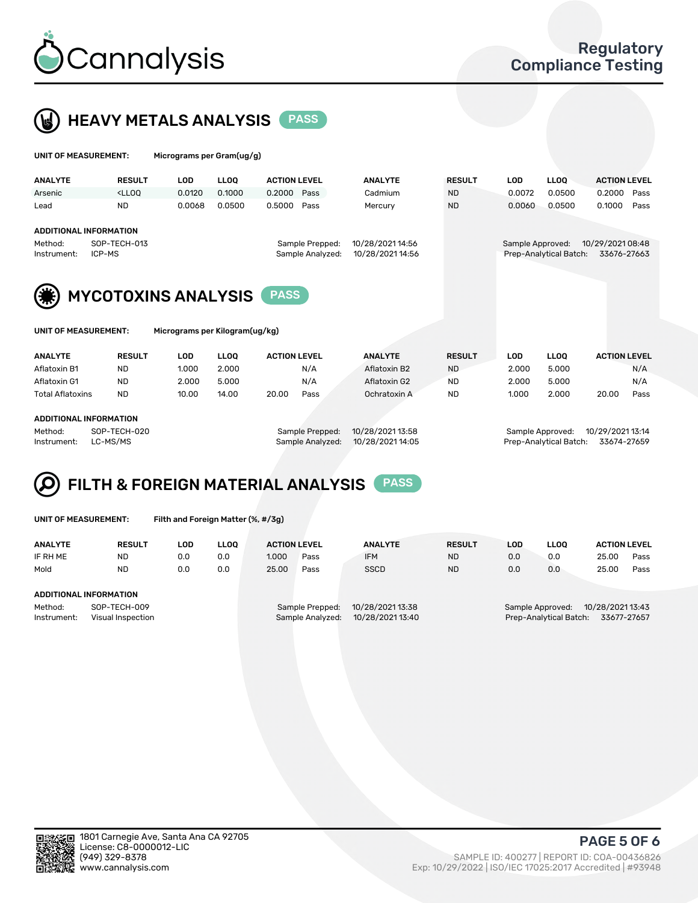# Cannalysis

## Regulatory Compliance Testing

## HEAVY METALS ANALYSIS — PASS

**UNIT OF MEASUREMENT:** Micrograms per Gram(ug/g)

| ANALYTE | RESULT | LOD | LLOQ | ACTION LEVEL | | ANALYTE | RESULT | LOD | LLOQ | ACTION LEVEL | |
|---|---|---|---|---|---|---|---|---|---|---|---|
| Arsenic | <LLOQ | 0.0120 | 0.1000 | 0.2000 | Pass | Cadmium | ND | 0.0072 | 0.0500 | 0.2000 | Pass |
| Lead | ND | 0.0068 | 0.0500 | 0.5000 | Pass | Mercury | ND | 0.0060 | 0.0500 | 0.1000 | Pass |

**ADDITIONAL INFORMATION**

| | | | | | |
|---|---|---|---|---|---|
| Method: | SOP-TECH-013 | Sample Prepped: | 10/28/2021 14:56 | Sample Approved: | 10/29/2021 08:48 |
| Instrument: | ICP-MS | Sample Analyzed: | 10/28/2021 14:56 | Prep-Analytical Batch: | 33676-27663 |

## MYCOTOXINS ANALYSIS — PASS

**UNIT OF MEASUREMENT:** Micrograms per Kilogram(ug/kg)

| ANALYTE | RESULT | LOD | LLOQ | ACTION LEVEL | | ANALYTE | RESULT | LOD | LLOQ | ACTION LEVEL | |
|---|---|---|---|---|---|---|---|---|---|---|---|
| Aflatoxin B1 | ND | 1.000 | 2.000 | | N/A | Aflatoxin B2 | ND | 2.000 | 5.000 | | N/A |
| Aflatoxin G1 | ND | 2.000 | 5.000 | | N/A | Aflatoxin G2 | ND | 2.000 | 5.000 | | N/A |
| Total Aflatoxins | ND | 10.00 | 14.00 | 20.00 | Pass | Ochratoxin A | ND | 1.000 | 2.000 | 20.00 | Pass |

**ADDITIONAL INFORMATION**

| | | | | | |
|---|---|---|---|---|---|
| Method: | SOP-TECH-020 | Sample Prepped: | 10/28/2021 13:58 | Sample Approved: | 10/29/2021 13:14 |
| Instrument: | LC-MS/MS | Sample Analyzed: | 10/28/2021 14:05 | Prep-Analytical Batch: | 33674-27659 |

## FILTH & FOREIGN MATERIAL ANALYSIS — PASS

**UNIT OF MEASUREMENT:** Filth and Foreign Matter (%, #/3g)

| ANALYTE | RESULT | LOD | LLOQ | ACTION LEVEL | | ANALYTE | RESULT | LOD | LLOQ | ACTION LEVEL | |
|---|---|---|---|---|---|---|---|---|---|---|---|
| IF RH ME | ND | 0.0 | 0.0 | 1.000 | Pass | IFM | ND | 0.0 | 0.0 | 25.00 | Pass |
| Mold | ND | 0.0 | 0.0 | 25.00 | Pass | SSCD | ND | 0.0 | 0.0 | 25.00 | Pass |

**ADDITIONAL INFORMATION**

| | | | | | |
|---|---|---|---|---|---|
| Method: | SOP-TECH-009 | Sample Prepped: | 10/28/2021 13:38 | Sample Approved: | 10/28/2021 13:43 |
| Instrument: | Visual Inspection | Sample Analyzed: | 10/28/2021 13:40 | Prep-Analytical Batch: | 33677-27657 |

1801 Carnegie Ave, Santa Ana CA 92705
License: C8-0000012-LIC
(949) 329-8378
www.cannalysis.com

SAMPLE ID: 400277 | REPORT ID: COA-00436826
Exp: 10/29/2022 | ISO/IEC 17025:2017 Accredited | #93948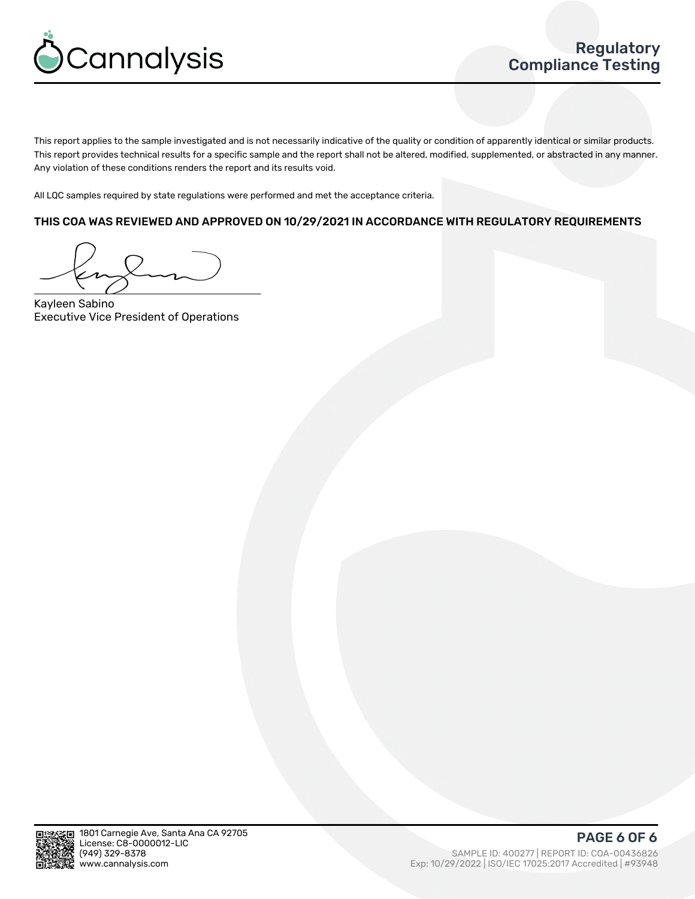This report applies to the sample investigated and is not necessarily indicative of the quality or condition of apparently identical or similar products. This report provides technical results for a specific sample and the report shall not be altered, modified, supplemented, or abstracted in any manner. Any violation of these conditions renders the report and its results void.

All LQC samples required by state regulations were performed and met the acceptance criteria.

**THIS COA WAS REVIEWED AND APPROVED ON 10/29/2021 IN ACCORDANCE WITH REGULATORY REQUIREMENTS**

Kayleen Sabino
Executive Vice President of Operations